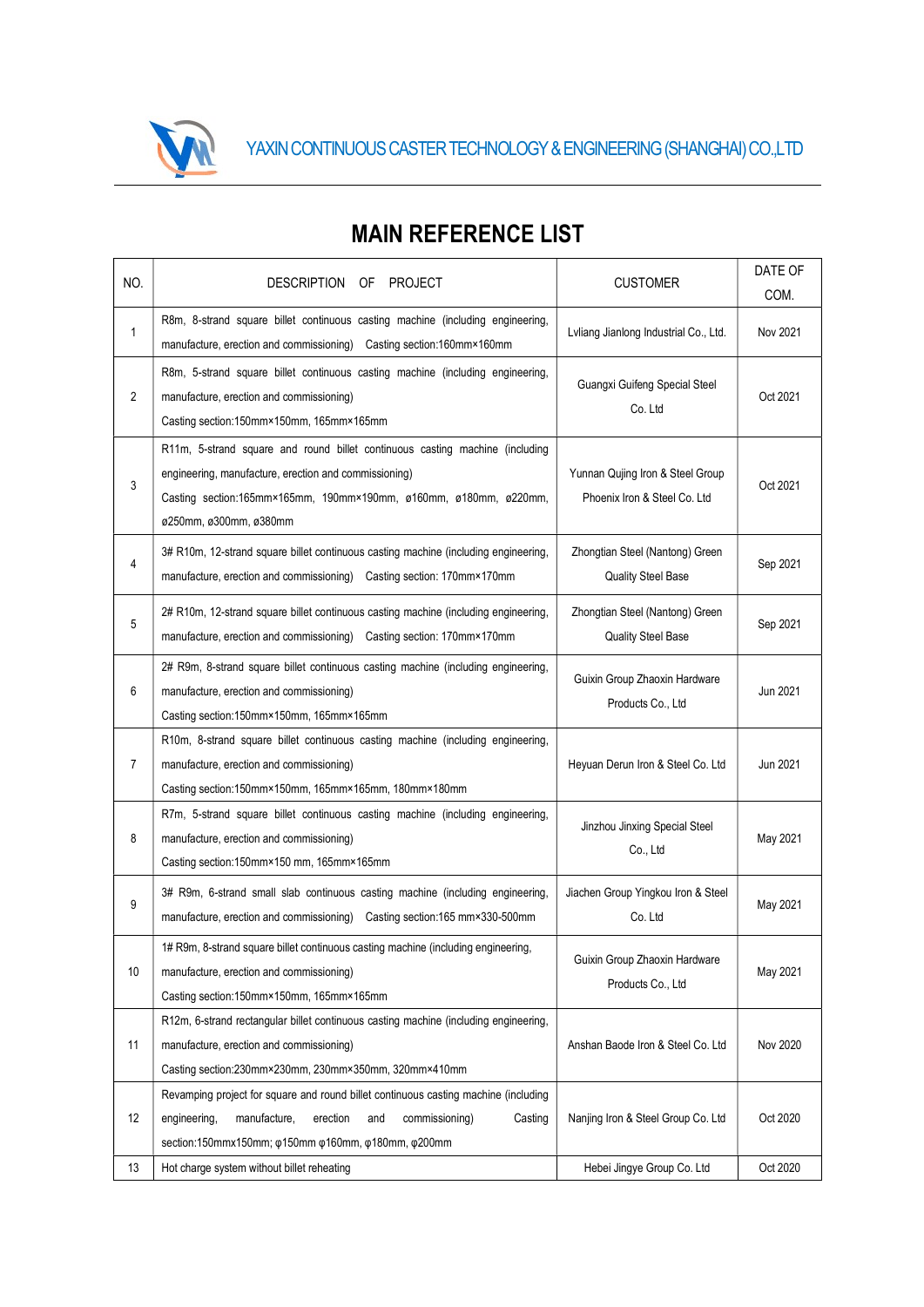YAXIN CONTINUOUS CASTER TECHNOLOGY & ENGINEERING (SHANGHAI) CO.,LTD

# MAIN REFERENCE LIST

| NO. | DESCRIPTION OF PROJECT | CUSTOMER | DATE OF COM. |
|---|---|---|---|
| 1 | R8m, 8-strand square billet continuous casting machine (including engineering, manufacture, erection and commissioning) Casting section:160mm×160mm | Lvliang Jianlong Industrial Co., Ltd. | Nov 2021 |
| 2 | R8m, 5-strand square billet continuous casting machine (including engineering, manufacture, erection and commissioning) Casting section:150mm×150mm, 165mm×165mm | Guangxi Guifeng Special Steel Co. Ltd | Oct 2021 |
| 3 | R11m, 5-strand square and round billet continuous casting machine (including engineering, manufacture, erection and commissioning) Casting section:165mm×165mm, 190mm×190mm, ø160mm, ø180mm, ø220mm, ø250mm, ø300mm, ø380mm | Yunnan Qujing Iron & Steel Group Phoenix Iron & Steel Co. Ltd | Oct 2021 |
| 4 | 3# R10m, 12-strand square billet continuous casting machine (including engineering, manufacture, erection and commissioning) Casting section: 170mm×170mm | Zhongtian Steel (Nantong) Green Quality Steel Base | Sep 2021 |
| 5 | 2# R10m, 12-strand square billet continuous casting machine (including engineering, manufacture, erection and commissioning) Casting section: 170mm×170mm | Zhongtian Steel (Nantong) Green Quality Steel Base | Sep 2021 |
| 6 | 2# R9m, 8-strand square billet continuous casting machine (including engineering, manufacture, erection and commissioning) Casting section:150mm×150mm, 165mm×165mm | Guixin Group Zhaoxin Hardware Products Co., Ltd | Jun 2021 |
| 7 | R10m, 8-strand square billet continuous casting machine (including engineering, manufacture, erection and commissioning) Casting section:150mm×150mm, 165mm×165mm, 180mm×180mm | Heyuan Derun Iron & Steel Co. Ltd | Jun 2021 |
| 8 | R7m, 5-strand square billet continuous casting machine (including engineering, manufacture, erection and commissioning) Casting section:150mm×150 mm, 165mm×165mm | Jinzhou Jinxing Special Steel Co., Ltd | May 2021 |
| 9 | 3# R9m, 6-strand small slab continuous casting machine (including engineering, manufacture, erection and commissioning) Casting section:165 mm×330-500mm | Jiachen Group Yingkou Iron & Steel Co. Ltd | May 2021 |
| 10 | 1# R9m, 8-strand square billet continuous casting machine (including engineering, manufacture, erection and commissioning) Casting section:150mm×150mm, 165mm×165mm | Guixin Group Zhaoxin Hardware Products Co., Ltd | May 2021 |
| 11 | R12m, 6-strand rectangular billet continuous casting machine (including engineering, manufacture, erection and commissioning) Casting section:230mm×230mm, 230mm×350mm, 320mm×410mm | Anshan Baode Iron & Steel Co. Ltd | Nov 2020 |
| 12 | Revamping project for square and round billet continuous casting machine (including engineering, manufacture, erection and commissioning) Casting section:150mmx150mm; φ150mm φ160mm, φ180mm, φ200mm | Nanjing Iron & Steel Group Co. Ltd | Oct 2020 |
| 13 | Hot charge system without billet reheating | Hebei Jingye Group Co. Ltd | Oct 2020 |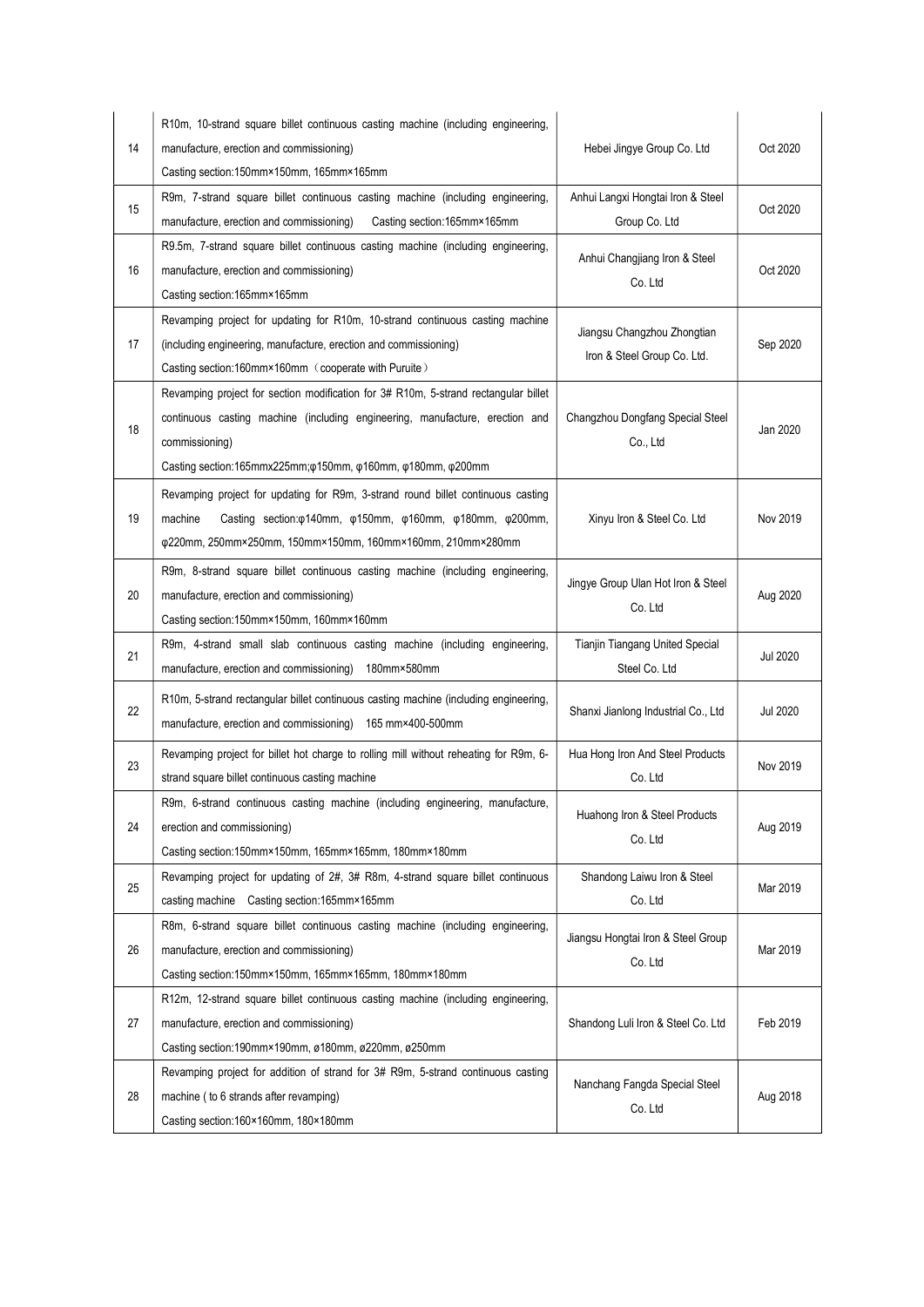| 14 | R10m, 10-strand square billet continuous casting machine (including engineering, manufacture, erection and commissioning)<br>Casting section:150mm×150mm, 165mm×165mm | Hebei Jingye Group Co. Ltd | Oct 2020 |
|---|---|---|---|
| 15 | R9m, 7-strand square billet continuous casting machine (including engineering, manufacture, erection and commissioning)    Casting section:165mm×165mm | Anhui Langxi Hongtai Iron & Steel Group Co. Ltd | Oct 2020 |
| 16 | R9.5m, 7-strand square billet continuous casting machine (including engineering, manufacture, erection and commissioning)<br>Casting section:165mm×165mm | Anhui Changjiang Iron & Steel Co. Ltd | Oct 2020 |
| 17 | Revamping project for updating for R10m, 10-strand continuous casting machine (including engineering, manufacture, erection and commissioning)<br>Casting section:160mm×160mm（cooperate with Puruite） | Jiangsu Changzhou Zhongtian Iron & Steel Group Co. Ltd. | Sep 2020 |
| 18 | Revamping project for section modification for 3# R10m, 5-strand rectangular billet continuous casting machine (including engineering, manufacture, erection and commissioning)<br>Casting section:165mmx225mm;φ150mm, φ160mm, φ180mm, φ200mm | Changzhou Dongfang Special Steel Co., Ltd | Jan 2020 |
| 19 | Revamping project for updating for R9m, 3-strand round billet continuous casting machine    Casting section:φ140mm, φ150mm, φ160mm, φ180mm, φ200mm, φ220mm, 250mm×250mm, 150mm×150mm, 160mm×160mm, 210mm×280mm | Xinyu Iron & Steel Co. Ltd | Nov 2019 |
| 20 | R9m, 8-strand square billet continuous casting machine (including engineering, manufacture, erection and commissioning)<br>Casting section:150mm×150mm, 160mm×160mm | Jingye Group Ulan Hot Iron & Steel Co. Ltd | Aug 2020 |
| 21 | R9m, 4-strand small slab continuous casting machine (including engineering, manufacture, erection and commissioning)    180mm×580mm | Tianjin Tiangang United Special Steel Co. Ltd | Jul 2020 |
| 22 | R10m, 5-strand rectangular billet continuous casting machine (including engineering, manufacture, erection and commissioning)    165 mm×400-500mm | Shanxi Jianlong Industrial Co., Ltd | Jul 2020 |
| 23 | Revamping project for billet hot charge to rolling mill without reheating for R9m, 6-strand square billet continuous casting machine | Hua Hong Iron And Steel Products Co. Ltd | Nov 2019 |
| 24 | R9m, 6-strand continuous casting machine (including engineering, manufacture, erection and commissioning)<br>Casting section:150mm×150mm, 165mm×165mm, 180mm×180mm | Huahong Iron & Steel Products Co. Ltd | Aug 2019 |
| 25 | Revamping project for updating of 2#, 3# R8m, 4-strand square billet continuous casting machine    Casting section:165mm×165mm | Shandong Laiwu Iron & Steel Co. Ltd | Mar 2019 |
| 26 | R8m, 6-strand square billet continuous casting machine (including engineering, manufacture, erection and commissioning)<br>Casting section:150mm×150mm, 165mm×165mm, 180mm×180mm | Jiangsu Hongtai Iron & Steel Group Co. Ltd | Mar 2019 |
| 27 | R12m, 12-strand square billet continuous casting machine (including engineering, manufacture, erection and commissioning)<br>Casting section:190mm×190mm, ø180mm, ø220mm, ø250mm | Shandong Luli Iron & Steel Co. Ltd | Feb 2019 |
| 28 | Revamping project for addition of strand for 3# R9m, 5-strand continuous casting machine ( to 6 strands after revamping)<br>Casting section:160×160mm, 180×180mm | Nanchang Fangda Special Steel Co. Ltd | Aug 2018 |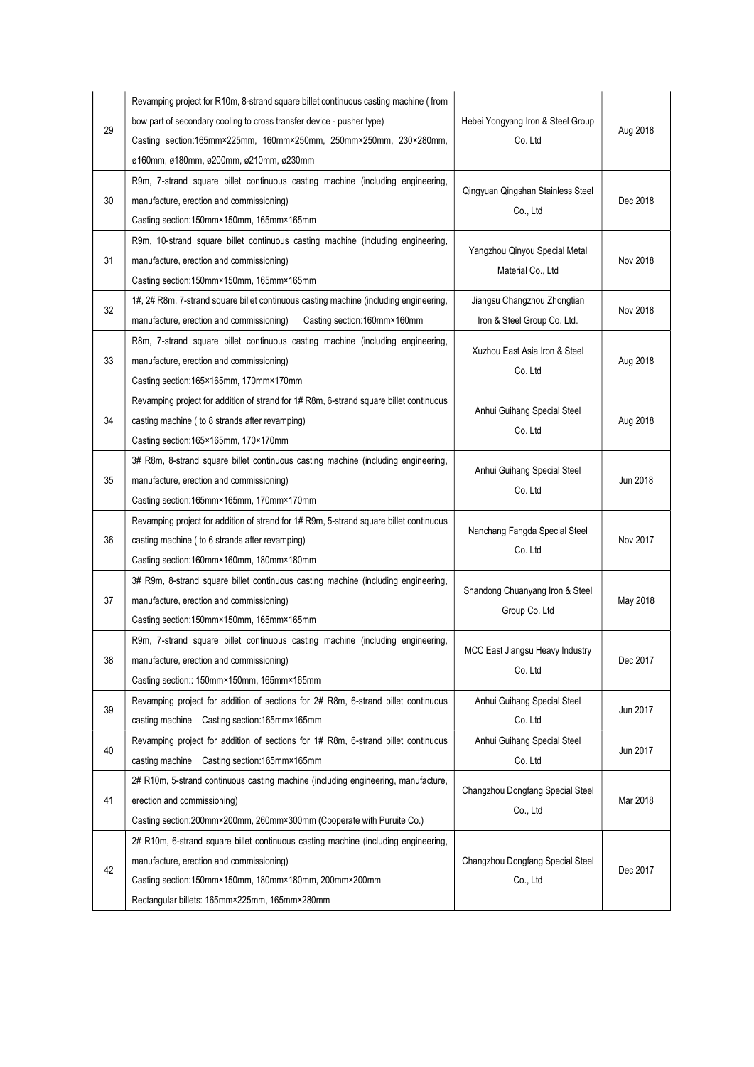| 29 | Revamping project for R10m, 8-strand square billet continuous casting machine ( from bow part of secondary cooling to cross transfer device - pusher type)<br>Casting section:165mm×225mm, 160mm×250mm, 250mm×250mm, 230×280mm, ø160mm, ø180mm, ø200mm, ø210mm, ø230mm | Hebei Yongyang Iron & Steel Group Co. Ltd | Aug 2018 |
|---|---|---|---|
| 30 | R9m, 7-strand square billet continuous casting machine (including engineering, manufacture, erection and commissioning)<br>Casting section:150mm×150mm, 165mm×165mm | Qingyuan Qingshan Stainless Steel Co., Ltd | Dec 2018 |
| 31 | R9m, 10-strand square billet continuous casting machine (including engineering, manufacture, erection and commissioning)<br>Casting section:150mm×150mm, 165mm×165mm | Yangzhou Qinyou Special Metal Material Co., Ltd | Nov 2018 |
| 32 | 1#, 2# R8m, 7-strand square billet continuous casting machine (including engineering, manufacture, erection and commissioning) Casting section:160mm×160mm | Jiangsu Changzhou Zhongtian Iron & Steel Group Co. Ltd. | Nov 2018 |
| 33 | R8m, 7-strand square billet continuous casting machine (including engineering, manufacture, erection and commissioning)<br>Casting section:165×165mm, 170mm×170mm | Xuzhou East Asia Iron & Steel Co. Ltd | Aug 2018 |
| 34 | Revamping project for addition of strand for 1# R8m, 6-strand square billet continuous casting machine ( to 8 strands after revamping)<br>Casting section:165×165mm, 170×170mm | Anhui Guihang Special Steel Co. Ltd | Aug 2018 |
| 35 | 3# R8m, 8-strand square billet continuous casting machine (including engineering, manufacture, erection and commissioning)<br>Casting section:165mm×165mm, 170mm×170mm | Anhui Guihang Special Steel Co. Ltd | Jun 2018 |
| 36 | Revamping project for addition of strand for 1# R9m, 5-strand square billet continuous casting machine ( to 6 strands after revamping)<br>Casting section:160mm×160mm, 180mm×180mm | Nanchang Fangda Special Steel Co. Ltd | Nov 2017 |
| 37 | 3# R9m, 8-strand square billet continuous casting machine (including engineering, manufacture, erection and commissioning)<br>Casting section:150mm×150mm, 165mm×165mm | Shandong Chuanyang Iron & Steel Group Co. Ltd | May 2018 |
| 38 | R9m, 7-strand square billet continuous casting machine (including engineering, manufacture, erection and commissioning)<br>Casting section:: 150mm×150mm, 165mm×165mm | MCC East Jiangsu Heavy Industry Co. Ltd | Dec 2017 |
| 39 | Revamping project for addition of sections for 2# R8m, 6-strand billet continuous casting machine Casting section:165mm×165mm | Anhui Guihang Special Steel Co. Ltd | Jun 2017 |
| 40 | Revamping project for addition of sections for 1# R8m, 6-strand billet continuous casting machine Casting section:165mm×165mm | Anhui Guihang Special Steel Co. Ltd | Jun 2017 |
| 41 | 2# R10m, 5-strand continuous casting machine (including engineering, manufacture, erection and commissioning)<br>Casting section:200mm×200mm, 260mm×300mm (Cooperate with Puruite Co.) | Changzhou Dongfang Special Steel Co., Ltd | Mar 2018 |
| 42 | 2# R10m, 6-strand square billet continuous casting machine (including engineering, manufacture, erection and commissioning)<br>Casting section:150mm×150mm, 180mm×180mm, 200mm×200mm<br>Rectangular billets: 165mm×225mm, 165mm×280mm | Changzhou Dongfang Special Steel Co., Ltd | Dec 2017 |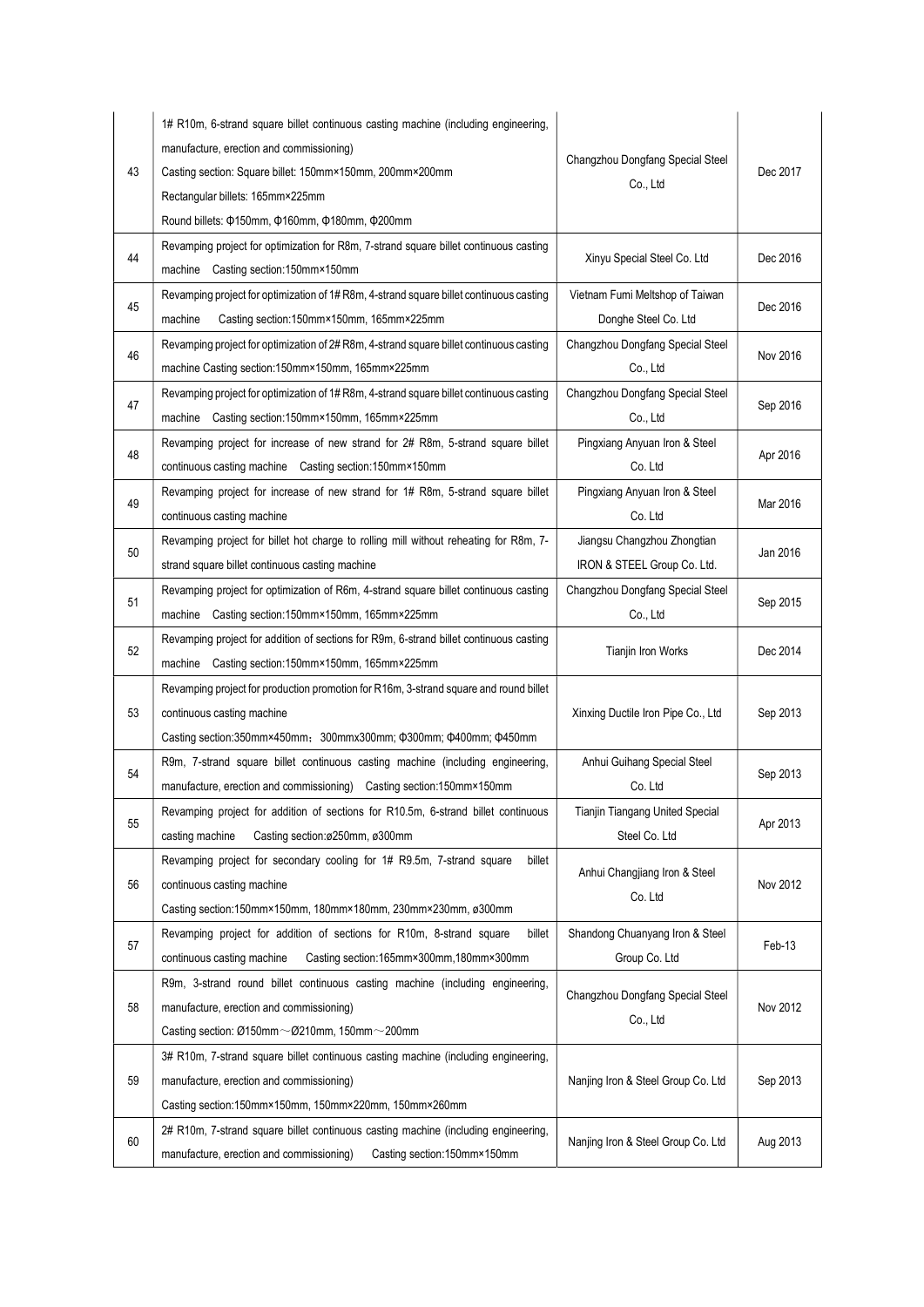| 43 | 1# R10m, 6-strand square billet continuous casting machine (including engineering, manufacture, erection and commissioning)<br>Casting section: Square billet: 150mm×150mm, 200mm×200mm<br>Rectangular billets: 165mm×225mm<br>Round billets: Φ150mm, Φ160mm, Φ180mm, Φ200mm | Changzhou Dongfang Special Steel Co., Ltd | Dec 2017 |
|---|---|---|---|
| 44 | Revamping project for optimization for R8m, 7-strand square billet continuous casting machine Casting section:150mm×150mm | Xinyu Special Steel Co. Ltd | Dec 2016 |
| 45 | Revamping project for optimization of 1# R8m, 4-strand square billet continuous casting machine Casting section:150mm×150mm, 165mm×225mm | Vietnam Fumi Meltshop of Taiwan Donghe Steel Co. Ltd | Dec 2016 |
| 46 | Revamping project for optimization of 2# R8m, 4-strand square billet continuous casting machine Casting section:150mm×150mm, 165mm×225mm | Changzhou Dongfang Special Steel Co., Ltd | Nov 2016 |
| 47 | Revamping project for optimization of 1# R8m, 4-strand square billet continuous casting machine Casting section:150mm×150mm, 165mm×225mm | Changzhou Dongfang Special Steel Co., Ltd | Sep 2016 |
| 48 | Revamping project for increase of new strand for 2# R8m, 5-strand square billet continuous casting machine Casting section:150mm×150mm | Pingxiang Anyuan Iron & Steel Co. Ltd | Apr 2016 |
| 49 | Revamping project for increase of new strand for 1# R8m, 5-strand square billet continuous casting machine | Pingxiang Anyuan Iron & Steel Co. Ltd | Mar 2016 |
| 50 | Revamping project for billet hot charge to rolling mill without reheating for R8m, 7-strand square billet continuous casting machine | Jiangsu Changzhou Zhongtian IRON & STEEL Group Co. Ltd. | Jan 2016 |
| 51 | Revamping project for optimization of R6m, 4-strand square billet continuous casting machine Casting section:150mm×150mm, 165mm×225mm | Changzhou Dongfang Special Steel Co., Ltd | Sep 2015 |
| 52 | Revamping project for addition of sections for R9m, 6-strand billet continuous casting machine Casting section:150mm×150mm, 165mm×225mm | Tianjin Iron Works | Dec 2014 |
| 53 | Revamping project for production promotion for R16m, 3-strand square and round billet continuous casting machine<br>Casting section:350mm×450mm；300mmx300mm; Φ300mm; Φ400mm; Φ450mm | Xinxing Ductile Iron Pipe Co., Ltd | Sep 2013 |
| 54 | R9m, 7-strand square billet continuous casting machine (including engineering, manufacture, erection and commissioning) Casting section:150mm×150mm | Anhui Guihang Special Steel Co. Ltd | Sep 2013 |
| 55 | Revamping project for addition of sections for R10.5m, 6-strand billet continuous casting machine Casting section:ø250mm, ø300mm | Tianjin Tiangang United Special Steel Co. Ltd | Apr 2013 |
| 56 | Revamping project for secondary cooling for 1# R9.5m, 7-strand square billet continuous casting machine<br>Casting section:150mm×150mm, 180mm×180mm, 230mm×230mm, ø300mm | Anhui Changjiang Iron & Steel Co. Ltd | Nov 2012 |
| 57 | Revamping project for addition of sections for R10m, 8-strand square billet continuous casting machine Casting section:165mm×300mm,180mm×300mm | Shandong Chuanyang Iron & Steel Group Co. Ltd | Feb-13 |
| 58 | R9m, 3-strand round billet continuous casting machine (including engineering, manufacture, erection and commissioning)<br>Casting section: Ø150mm～Ø210mm, 150mm～200mm | Changzhou Dongfang Special Steel Co., Ltd | Nov 2012 |
| 59 | 3# R10m, 7-strand square billet continuous casting machine (including engineering, manufacture, erection and commissioning)<br>Casting section:150mm×150mm, 150mm×220mm, 150mm×260mm | Nanjing Iron & Steel Group Co. Ltd | Sep 2013 |
| 60 | 2# R10m, 7-strand square billet continuous casting machine (including engineering, manufacture, erection and commissioning) Casting section:150mm×150mm | Nanjing Iron & Steel Group Co. Ltd | Aug 2013 |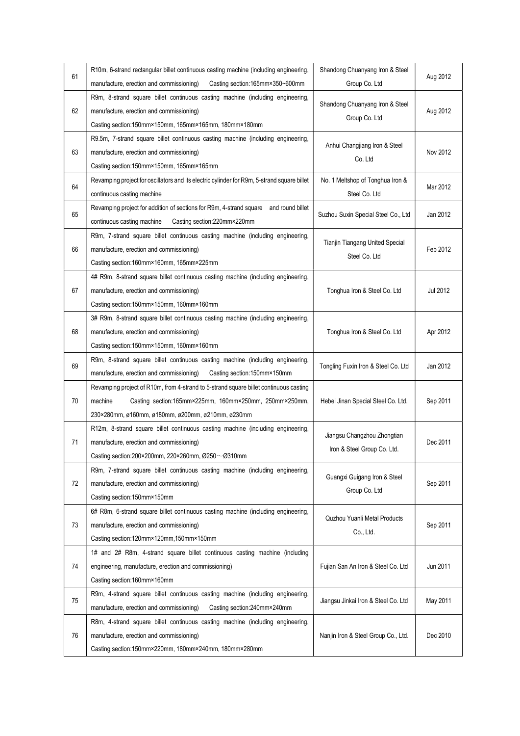| 61 | R10m, 6-strand rectangular billet continuous casting machine (including engineering, manufacture, erection and commissioning) Casting section:165mm×350~600mm | Shandong Chuanyang Iron & Steel Group Co. Ltd | Aug 2012 |
|---|---|---|---|
| 62 | R9m, 8-strand square billet continuous casting machine (including engineering, manufacture, erection and commissioning) Casting section:150mm×150mm, 165mm×165mm, 180mm×180mm | Shandong Chuanyang Iron & Steel Group Co. Ltd | Aug 2012 |
| 63 | R9.5m, 7-strand square billet continuous casting machine (including engineering, manufacture, erection and commissioning) Casting section:150mm×150mm, 165mm×165mm | Anhui Changjiang Iron & Steel Co. Ltd | Nov 2012 |
| 64 | Revamping project for oscillators and its electric cylinder for R9m, 5-strand square billet continuous casting machine | No. 1 Meltshop of Tonghua Iron & Steel Co. Ltd | Mar 2012 |
| 65 | Revamping project for addition of sections for R9m, 4-strand square and round billet continuous casting machine Casting section:220mm×220mm | Suzhou Suxin Special Steel Co., Ltd | Jan 2012 |
| 66 | R9m, 7-strand square billet continuous casting machine (including engineering, manufacture, erection and commissioning) Casting section:160mm×160mm, 165mm×225mm | Tianjin Tiangang United Special Steel Co. Ltd | Feb 2012 |
| 67 | 4# R9m, 8-strand square billet continuous casting machine (including engineering, manufacture, erection and commissioning) Casting section:150mm×150mm, 160mm×160mm | Tonghua Iron & Steel Co. Ltd | Jul 2012 |
| 68 | 3# R9m, 8-strand square billet continuous casting machine (including engineering, manufacture, erection and commissioning) Casting section:150mm×150mm, 160mm×160mm | Tonghua Iron & Steel Co. Ltd | Apr 2012 |
| 69 | R9m, 8-strand square billet continuous casting machine (including engineering, manufacture, erection and commissioning) Casting section:150mm×150mm | Tongling Fuxin Iron & Steel Co. Ltd | Jan 2012 |
| 70 | Revamping project of R10m, from 4-strand to 5-strand square billet continuous casting machine Casting section:165mm×225mm, 160mm×250mm, 250mm×250mm, 230×280mm, ø160mm, ø180mm, ø200mm, ø210mm, ø230mm | Hebei Jinan Special Steel Co. Ltd. | Sep 2011 |
| 71 | R12m, 8-strand square billet continuous casting machine (including engineering, manufacture, erection and commissioning) Casting section:200×200mm, 220×260mm, Ø250～Ø310mm | Jiangsu Changzhou Zhongtian Iron & Steel Group Co. Ltd. | Dec 2011 |
| 72 | R9m, 7-strand square billet continuous casting machine (including engineering, manufacture, erection and commissioning) Casting section:150mm×150mm | Guangxi Guigang Iron & Steel Group Co. Ltd | Sep 2011 |
| 73 | 6# R8m, 6-strand square billet continuous casting machine (including engineering, manufacture, erection and commissioning) Casting section:120mm×120mm,150mm×150mm | Quzhou Yuanli Metal Products Co., Ltd. | Sep 2011 |
| 74 | 1# and 2# R8m, 4-strand square billet continuous casting machine (including engineering, manufacture, erection and commissioning) Casting section:160mm×160mm | Fujian San An Iron & Steel Co. Ltd | Jun 2011 |
| 75 | R9m, 4-strand square billet continuous casting machine (including engineering, manufacture, erection and commissioning) Casting section:240mm×240mm | Jiangsu Jinkai Iron & Steel Co. Ltd | May 2011 |
| 76 | R8m, 4-strand square billet continuous casting machine (including engineering, manufacture, erection and commissioning) Casting section:150mm×220mm, 180mm×240mm, 180mm×280mm | Nanjin Iron & Steel Group Co., Ltd. | Dec 2010 |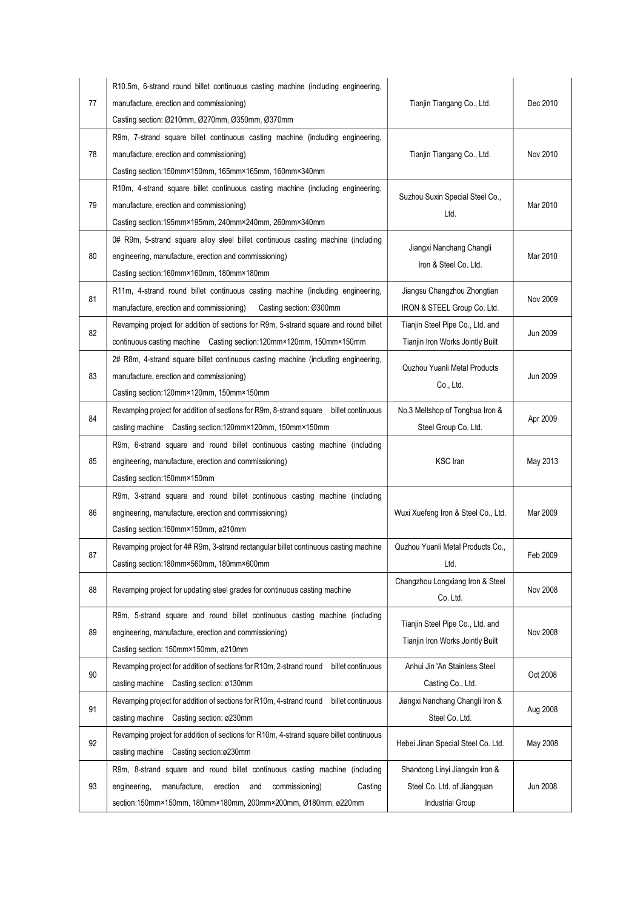| 77 | R10.5m, 6-strand round billet continuous casting machine (including engineering, manufacture, erection and commissioning) Casting section: Ø210mm, Ø270mm, Ø350mm, Ø370mm | Tianjin Tiangang Co., Ltd. | Dec 2010 |
|---|---|---|---|
| 78 | R9m, 7-strand square billet continuous casting machine (including engineering, manufacture, erection and commissioning) Casting section:150mm×150mm, 165mm×165mm, 160mm×340mm | Tianjin Tiangang Co., Ltd. | Nov 2010 |
| 79 | R10m, 4-strand square billet continuous casting machine (including engineering, manufacture, erection and commissioning) Casting section:195mm×195mm, 240mm×240mm, 260mm×340mm | Suzhou Suxin Special Steel Co., Ltd. | Mar 2010 |
| 80 | 0# R9m, 5-strand square alloy steel billet continuous casting machine (including engineering, manufacture, erection and commissioning) Casting section:160mm×160mm, 180mm×180mm | Jiangxi Nanchang Changli Iron & Steel Co. Ltd. | Mar 2010 |
| 81 | R11m, 4-strand round billet continuous casting machine (including engineering, manufacture, erection and commissioning) Casting section: Ø300mm | Jiangsu Changzhou Zhongtian IRON & STEEL Group Co. Ltd. | Nov 2009 |
| 82 | Revamping project for addition of sections for R9m, 5-strand square and round billet continuous casting machine Casting section:120mm×120mm, 150mm×150mm | Tianjin Steel Pipe Co., Ltd. and Tianjin Iron Works Jointly Built | Jun 2009 |
| 83 | 2# R8m, 4-strand square billet continuous casting machine (including engineering, manufacture, erection and commissioning) Casting section:120mm×120mm, 150mm×150mm | Quzhou Yuanli Metal Products Co., Ltd. | Jun 2009 |
| 84 | Revamping project for addition of sections for R9m, 8-strand square billet continuous casting machine Casting section:120mm×120mm, 150mm×150mm | No.3 Meltshop of Tonghua Iron & Steel Group Co. Ltd. | Apr 2009 |
| 85 | R9m, 6-strand square and round billet continuous casting machine (including engineering, manufacture, erection and commissioning) Casting section:150mm×150mm | KSC Iran | May 2013 |
| 86 | R9m, 3-strand square and round billet continuous casting machine (including engineering, manufacture, erection and commissioning) Casting section:150mm×150mm, ø210mm | Wuxi Xuefeng Iron & Steel Co., Ltd. | Mar 2009 |
| 87 | Revamping project for 4# R9m, 3-strand rectangular billet continuous casting machine Casting section:180mm×560mm, 180mm×600mm | Quzhou Yuanli Metal Products Co., Ltd. | Feb 2009 |
| 88 | Revamping project for updating steel grades for continuous casting machine | Changzhou Longxiang Iron & Steel Co. Ltd. | Nov 2008 |
| 89 | R9m, 5-strand square and round billet continuous casting machine (including engineering, manufacture, erection and commissioning) Casting section: 150mm×150mm, ø210mm | Tianjin Steel Pipe Co., Ltd. and Tianjin Iron Works Jointly Built | Nov 2008 |
| 90 | Revamping project for addition of sections for R10m, 2-strand round billet continuous casting machine Casting section: ø130mm | Anhui Jin 'An Stainless Steel Casting Co., Ltd. | Oct 2008 |
| 91 | Revamping project for addition of sections for R10m, 4-strand round billet continuous casting machine Casting section: ø230mm | Jiangxi Nanchang Changli Iron & Steel Co. Ltd. | Aug 2008 |
| 92 | Revamping project for addition of sections for R10m, 4-strand square billet continuous casting machine Casting section:ø230mm | Hebei Jinan Special Steel Co. Ltd. | May 2008 |
| 93 | R9m, 8-strand square and round billet continuous casting machine (including engineering, manufacture, erection and commissioning) Casting section:150mm×150mm, 180mm×180mm, 200mm×200mm, Ø180mm, ø220mm | Shandong Linyi Jiangxin Iron & Steel Co. Ltd. of Jiangquan Industrial Group | Jun 2008 |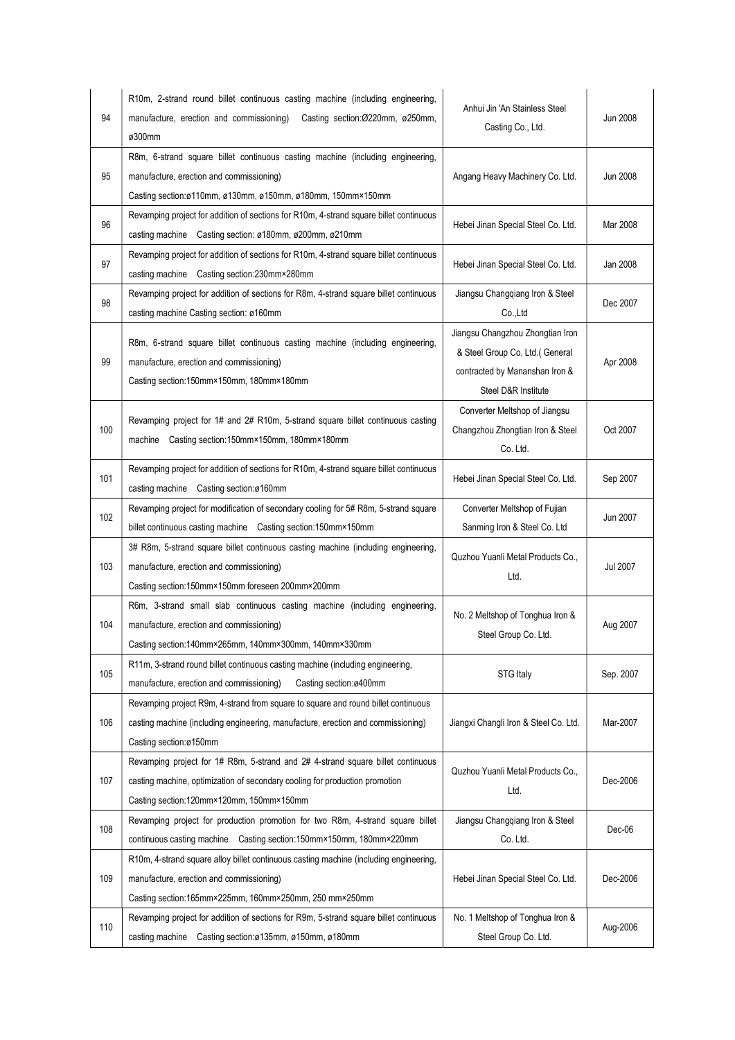| 94 | R10m, 2-strand round billet continuous casting machine (including engineering, manufacture, erection and commissioning) Casting section:Ø220mm, ø250mm, ø300mm | Anhui Jin 'An Stainless Steel Casting Co., Ltd. | Jun 2008 |
|---|---|---|---|
| 95 | R8m, 6-strand square billet continuous casting machine (including engineering, manufacture, erection and commissioning) Casting section:ø110mm, ø130mm, ø150mm, ø180mm, 150mm×150mm | Angang Heavy Machinery Co. Ltd. | Jun 2008 |
| 96 | Revamping project for addition of sections for R10m, 4-strand square billet continuous casting machine Casting section: ø180mm, ø200mm, ø210mm | Hebei Jinan Special Steel Co. Ltd. | Mar 2008 |
| 97 | Revamping project for addition of sections for R10m, 4-strand square billet continuous casting machine Casting section:230mm×280mm | Hebei Jinan Special Steel Co. Ltd. | Jan 2008 |
| 98 | Revamping project for addition of sections for R8m, 4-strand square billet continuous casting machine Casting section: ø160mm | Jiangsu Changqiang Iron & Steel Co.,Ltd | Dec 2007 |
| 99 | R8m, 6-strand square billet continuous casting machine (including engineering, manufacture, erection and commissioning) Casting section:150mm×150mm, 180mm×180mm | Jiangsu Changzhou Zhongtian Iron & Steel Group Co. Ltd.( General contracted by Mananshan Iron & Steel D&R Institute | Apr 2008 |
| 100 | Revamping project for 1# and 2# R10m, 5-strand square billet continuous casting machine Casting section:150mm×150mm, 180mm×180mm | Converter Meltshop of Jiangsu Changzhou Zhongtian Iron & Steel Co. Ltd. | Oct 2007 |
| 101 | Revamping project for addition of sections for R10m, 4-strand square billet continuous casting machine Casting section:ø160mm | Hebei Jinan Special Steel Co. Ltd. | Sep 2007 |
| 102 | Revamping project for modification of secondary cooling for 5# R8m, 5-strand square billet continuous casting machine Casting section:150mm×150mm | Converter Meltshop of Fujian Sanming Iron & Steel Co. Ltd | Jun 2007 |
| 103 | 3# R8m, 5-strand square billet continuous casting machine (including engineering, manufacture, erection and commissioning) Casting section:150mm×150mm foreseen 200mm×200mm | Quzhou Yuanli Metal Products Co., Ltd. | Jul 2007 |
| 104 | R6m, 3-strand small slab continuous casting machine (including engineering, manufacture, erection and commissioning) Casting section:140mm×265mm, 140mm×300mm, 140mm×330mm | No. 2 Meltshop of Tonghua Iron & Steel Group Co. Ltd. | Aug 2007 |
| 105 | R11m, 3-strand round billet continuous casting machine (including engineering, manufacture, erection and commissioning) Casting section:ø400mm | STG Italy | Sep. 2007 |
| 106 | Revamping project R9m, 4-strand from square to square and round billet continuous casting machine (including engineering, manufacture, erection and commissioning) Casting section:ø150mm | Jiangxi Changli Iron & Steel Co. Ltd. | Mar-2007 |
| 107 | Revamping project for 1# R8m, 5-strand and 2# 4-strand square billet continuous casting machine, optimization of secondary cooling for production promotion Casting section:120mm×120mm, 150mm×150mm | Quzhou Yuanli Metal Products Co., Ltd. | Dec-2006 |
| 108 | Revamping project for production promotion for two R8m, 4-strand square billet continuous casting machine Casting section:150mm×150mm, 180mm×220mm | Jiangsu Changqiang Iron & Steel Co. Ltd. | Dec-06 |
| 109 | R10m, 4-strand square alloy billet continuous casting machine (including engineering, manufacture, erection and commissioning) Casting section:165mm×225mm, 160mm×250mm, 250 mm×250mm | Hebei Jinan Special Steel Co. Ltd. | Dec-2006 |
| 110 | Revamping project for addition of sections for R9m, 5-strand square billet continuous casting machine Casting section:ø135mm, ø150mm, ø180mm | No. 1 Meltshop of Tonghua Iron & Steel Group Co. Ltd. | Aug-2006 |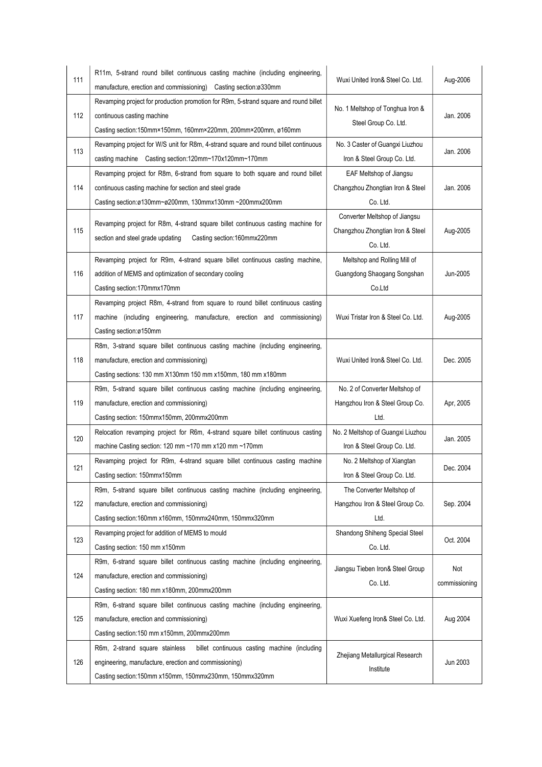| | | | |
|---|---|---|---|
| 111 | R11m, 5-strand round billet continuous casting machine (including engineering, manufacture, erection and commissioning) Casting section:ø330mm | Wuxi United Iron& Steel Co. Ltd. | Aug-2006 |
| 112 | Revamping project for production promotion for R9m, 5-strand square and round billet continuous casting machine<br>Casting section:150mm×150mm, 160mm×220mm, 200mm×200mm, ø160mm | No. 1 Meltshop of Tonghua Iron & Steel Group Co. Ltd. | Jan. 2006 |
| 113 | Revamping project for W/S unit for R8m, 4-strand square and round billet continuous casting machine Casting section:120mm~170x120mm~170mm | No. 3 Caster of Guangxi Liuzhou Iron & Steel Group Co. Ltd. | Jan. 2006 |
| 114 | Revamping project for R8m, 6-strand from square to both square and round billet continuous casting machine for section and steel grade<br>Casting section:ø130mm~ø200mm, 130mmx130mm ~200mmx200mm | EAF Meltshop of Jiangsu Changzhou Zhongtian Iron & Steel Co. Ltd. | Jan. 2006 |
| 115 | Revamping project for R8m, 4-strand square billet continuous casting machine for section and steel grade updating Casting section:160mmx220mm | Converter Meltshop of Jiangsu Changzhou Zhongtian Iron & Steel Co. Ltd. | Aug-2005 |
| 116 | Revamping project for R9m, 4-strand square billet continuous casting machine, addition of MEMS and optimization of secondary cooling<br>Casting section:170mmx170mm | Meltshop and Rolling Mill of Guangdong Shaogang Songshan Co.Ltd | Jun-2005 |
| 117 | Revamping project R8m, 4-strand from square to round billet continuous casting machine (including engineering, manufacture, erection and commissioning)<br>Casting section:ø150mm | Wuxi Tristar Iron & Steel Co. Ltd. | Aug-2005 |
| 118 | R8m, 3-strand square billet continuous casting machine (including engineering, manufacture, erection and commissioning)<br>Casting sections: 130 mm X130mm 150 mm x150mm, 180 mm x180mm | Wuxi United Iron& Steel Co. Ltd. | Dec. 2005 |
| 119 | R9m, 5-strand square billet continuous casting machine (including engineering, manufacture, erection and commissioning)<br>Casting section: 150mmx150mm, 200mmx200mm | No. 2 of Converter Meltshop of Hangzhou Iron & Steel Group Co. Ltd. | Apr, 2005 |
| 120 | Relocation revamping project for R6m, 4-strand square billet continuous casting machine Casting section: 120 mm ~170 mm x120 mm ~170mm | No. 2 Meltshop of Guangxi Liuzhou Iron & Steel Group Co. Ltd. | Jan. 2005 |
| 121 | Revamping project for R9m, 4-strand square billet continuous casting machine<br>Casting section: 150mmx150mm | No. 2 Meltshop of Xiangtan Iron & Steel Group Co. Ltd. | Dec. 2004 |
| 122 | R9m, 5-strand square billet continuous casting machine (including engineering, manufacture, erection and commissioning)<br>Casting section:160mm x160mm, 150mmx240mm, 150mmx320mm | The Converter Meltshop of Hangzhou Iron & Steel Group Co. Ltd. | Sep. 2004 |
| 123 | Revamping project for addition of MEMS to mould<br>Casting section: 150 mm x150mm | Shandong Shiheng Special Steel Co. Ltd. | Oct. 2004 |
| 124 | R9m, 6-strand square billet continuous casting machine (including engineering, manufacture, erection and commissioning)<br>Casting section: 180 mm x180mm, 200mmx200mm | Jiangsu Tieben Iron& Steel Group Co. Ltd. | Not commissioning |
| 125 | R9m, 6-strand square billet continuous casting machine (including engineering, manufacture, erection and commissioning)<br>Casting section:150 mm x150mm, 200mmx200mm | Wuxi Xuefeng Iron& Steel Co. Ltd. | Aug 2004 |
| 126 | R6m, 2-strand square stainless billet continuous casting machine (including engineering, manufacture, erection and commissioning)<br>Casting section:150mm x150mm, 150mmx230mm, 150mmx320mm | Zhejiang Metallurgical Research Institute | Jun 2003 |